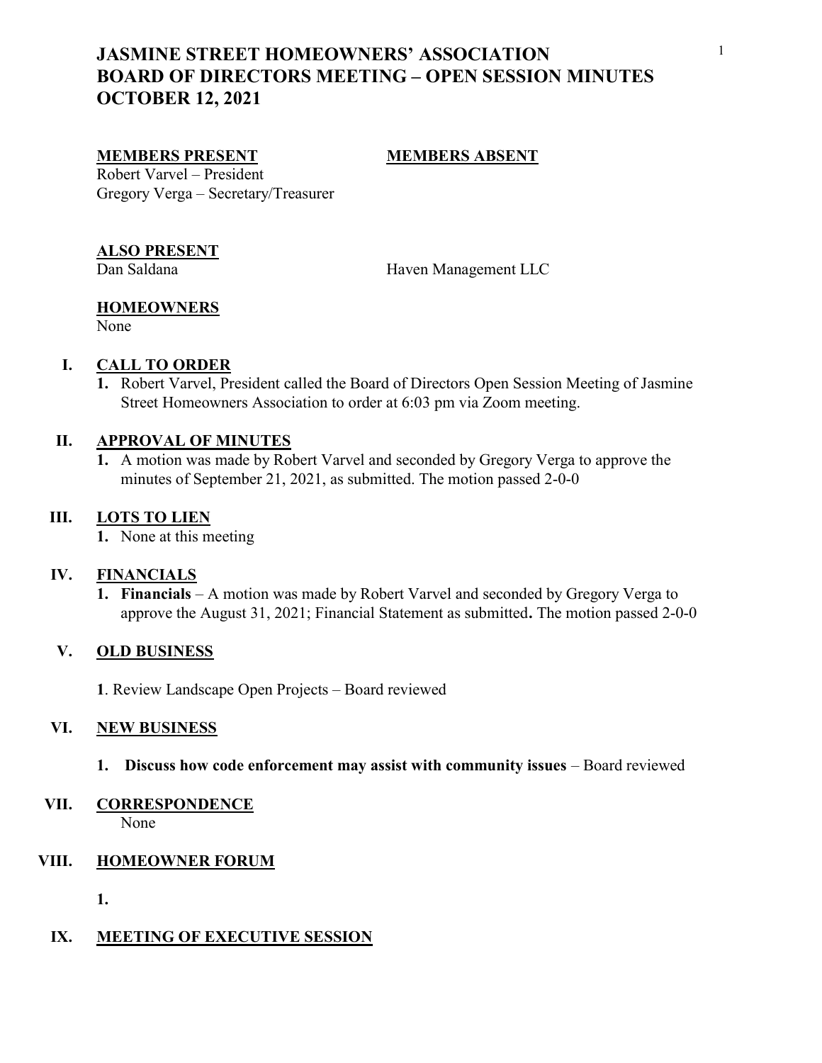# JASMINE STREET HOMEOWNERS' ASSOCIATION
# BOARD OF DIRECTORS MEETING – OPEN SESSION MINUTES
# OCTOBER 12, 2021

**MEMBERS PRESENT**

Robert Varvel – President
Gregory Verga – Secretary/Treasurer

**MEMBERS ABSENT**

**ALSO PRESENT**

Dan Saldana — Haven Management LLC

**HOMEOWNERS**

None

## I. CALL TO ORDER

1. Robert Varvel, President called the Board of Directors Open Session Meeting of Jasmine Street Homeowners Association to order at 6:03 pm via Zoom meeting.

## II. APPROVAL OF MINUTES

1. A motion was made by Robert Varvel and seconded by Gregory Verga to approve the minutes of September 21, 2021, as submitted. The motion passed 2-0-0

## III. LOTS TO LIEN

1. None at this meeting

## IV. FINANCIALS

1. **Financials** – A motion was made by Robert Varvel and seconded by Gregory Verga to approve the August 31, 2021; Financial Statement as submitted**.** The motion passed 2-0-0

## V. OLD BUSINESS

1. Review Landscape Open Projects – Board reviewed

## VI. NEW BUSINESS

1. **Discuss how code enforcement may assist with community issues** – Board reviewed

## VII. CORRESPONDENCE

None

## VIII. HOMEOWNER FORUM

1.

## IX. MEETING OF EXECUTIVE SESSION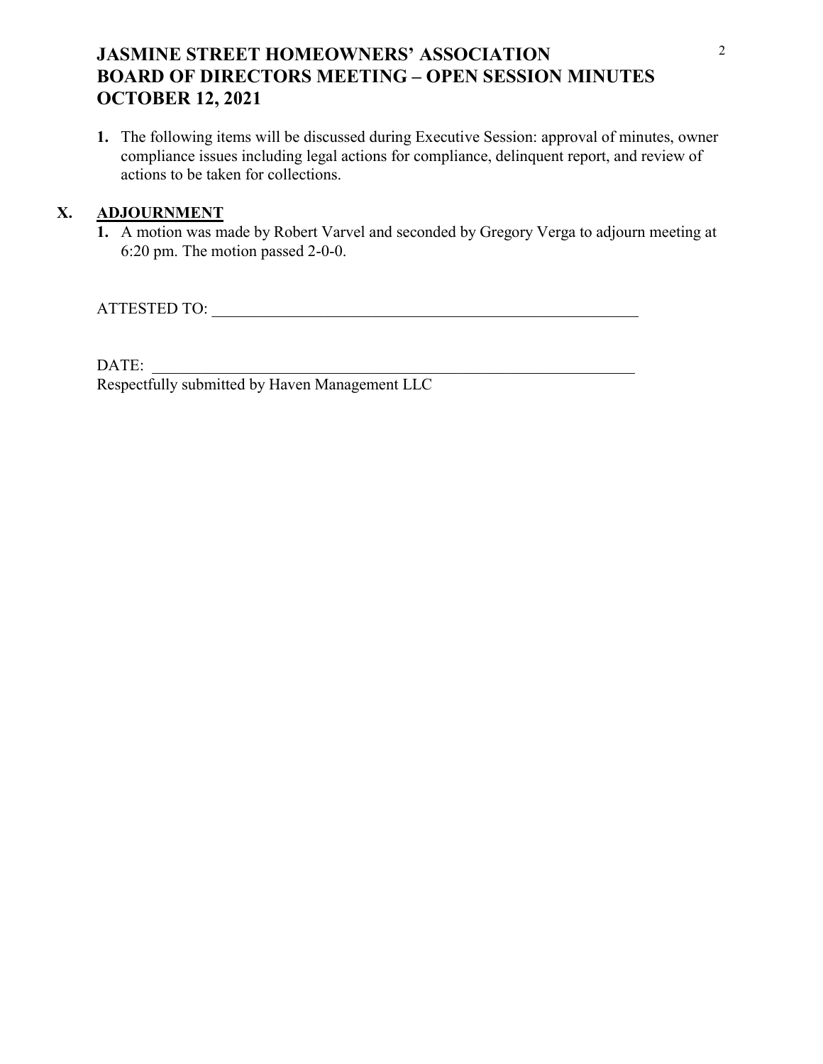# JASMINE STREET HOMEOWNERS' ASSOCIATION
# BOARD OF DIRECTORS MEETING – OPEN SESSION MINUTES
# OCTOBER 12, 2021

1. The following items will be discussed during Executive Session: approval of minutes, owner compliance issues including legal actions for compliance, delinquent report, and review of actions to be taken for collections.

## X. ADJOURNMENT

1. A motion was made by Robert Varvel and seconded by Gregory Verga to adjourn meeting at 6:20 pm. The motion passed 2-0-0.

ATTESTED TO: ________________________________________________________

DATE: ______________________________________________________________

Respectfully submitted by Haven Management LLC